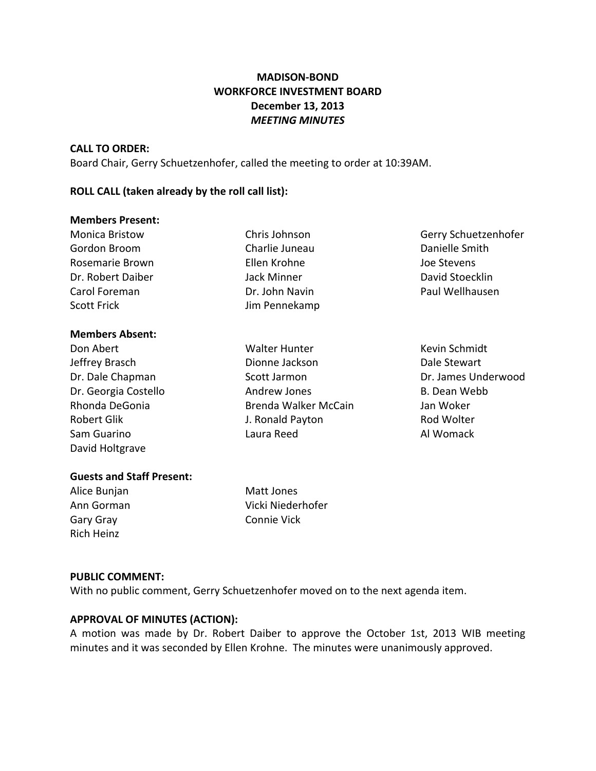# MADISON-BOND
# WORKFORCE INVESTMENT BOARD
## December 13, 2013
## *MEETING MINUTES*

**CALL TO ORDER:**
Board Chair, Gerry Schuetzenhofer, called the meeting to order at 10:39AM.

**ROLL CALL (taken already by the roll call list):**

**Members Present:**

Monica Bristow
Gordon Broom
Rosemarie Brown
Dr. Robert Daiber
Carol Foreman
Scott Frick
Chris Johnson
Charlie Juneau
Ellen Krohne
Jack Minner
Dr. John Navin
Jim Pennekamp
Gerry Schuetzenhofer
Danielle Smith
Joe Stevens
David Stoecklin
Paul Wellhausen

**Members Absent:**

Don Abert
Jeffrey Brasch
Dr. Dale Chapman
Dr. Georgia Costello
Rhonda DeGonia
Robert Glik
Sam Guarino
David Holtgrave
Walter Hunter
Dionne Jackson
Scott Jarmon
Andrew Jones
Brenda Walker McCain
J. Ronald Payton
Laura Reed
Kevin Schmidt
Dale Stewart
Dr. James Underwood
B. Dean Webb
Jan Woker
Rod Wolter
Al Womack

**Guests and Staff Present:**

Alice Bunjan
Ann Gorman
Gary Gray
Rich Heinz
Matt Jones
Vicki Niederhofer
Connie Vick

**PUBLIC COMMENT:**
With no public comment, Gerry Schuetzenhofer moved on to the next agenda item.

**APPROVAL OF MINUTES (ACTION):**
A motion was made by Dr. Robert Daiber to approve the October 1st, 2013 WIB meeting minutes and it was seconded by Ellen Krohne. The minutes were unanimously approved.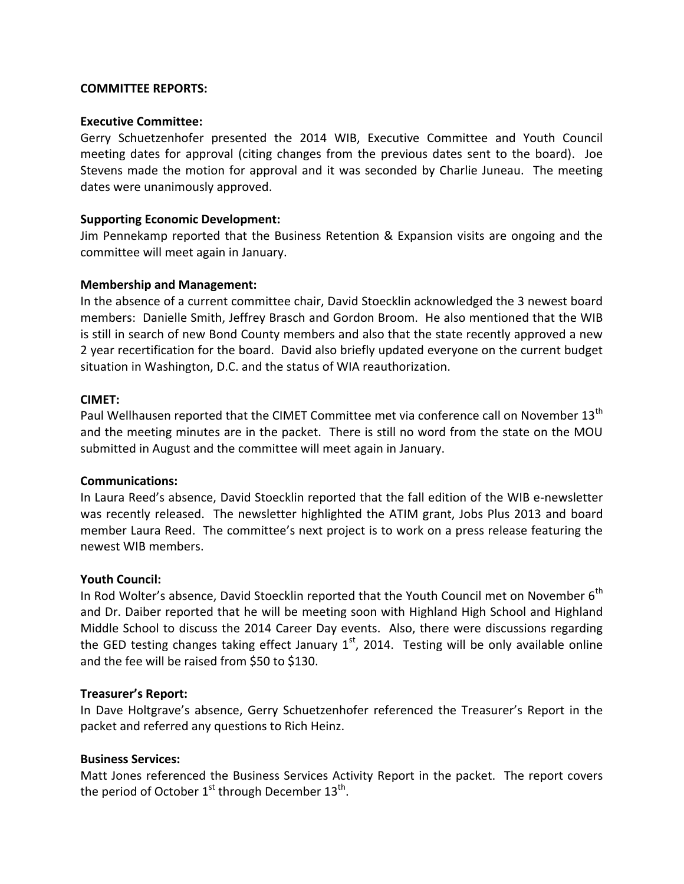**COMMITTEE REPORTS:**

**Executive Committee:**
Gerry Schuetzenhofer presented the 2014 WIB, Executive Committee and Youth Council meeting dates for approval (citing changes from the previous dates sent to the board). Joe Stevens made the motion for approval and it was seconded by Charlie Juneau. The meeting dates were unanimously approved.

**Supporting Economic Development:**
Jim Pennekamp reported that the Business Retention & Expansion visits are ongoing and the committee will meet again in January.

**Membership and Management:**
In the absence of a current committee chair, David Stoecklin acknowledged the 3 newest board members: Danielle Smith, Jeffrey Brasch and Gordon Broom. He also mentioned that the WIB is still in search of new Bond County members and also that the state recently approved a new 2 year recertification for the board. David also briefly updated everyone on the current budget situation in Washington, D.C. and the status of WIA reauthorization.

**CIMET:**
Paul Wellhausen reported that the CIMET Committee met via conference call on November 13th and the meeting minutes are in the packet. There is still no word from the state on the MOU submitted in August and the committee will meet again in January.

**Communications:**
In Laura Reed's absence, David Stoecklin reported that the fall edition of the WIB e-newsletter was recently released. The newsletter highlighted the ATIM grant, Jobs Plus 2013 and board member Laura Reed. The committee's next project is to work on a press release featuring the newest WIB members.

**Youth Council:**
In Rod Wolter's absence, David Stoecklin reported that the Youth Council met on November 6th and Dr. Daiber reported that he will be meeting soon with Highland High School and Highland Middle School to discuss the 2014 Career Day events. Also, there were discussions regarding the GED testing changes taking effect January 1st, 2014. Testing will be only available online and the fee will be raised from $50 to $130.

**Treasurer's Report:**
In Dave Holtgrave's absence, Gerry Schuetzenhofer referenced the Treasurer's Report in the packet and referred any questions to Rich Heinz.

**Business Services:**
Matt Jones referenced the Business Services Activity Report in the packet. The report covers the period of October 1st through December 13th.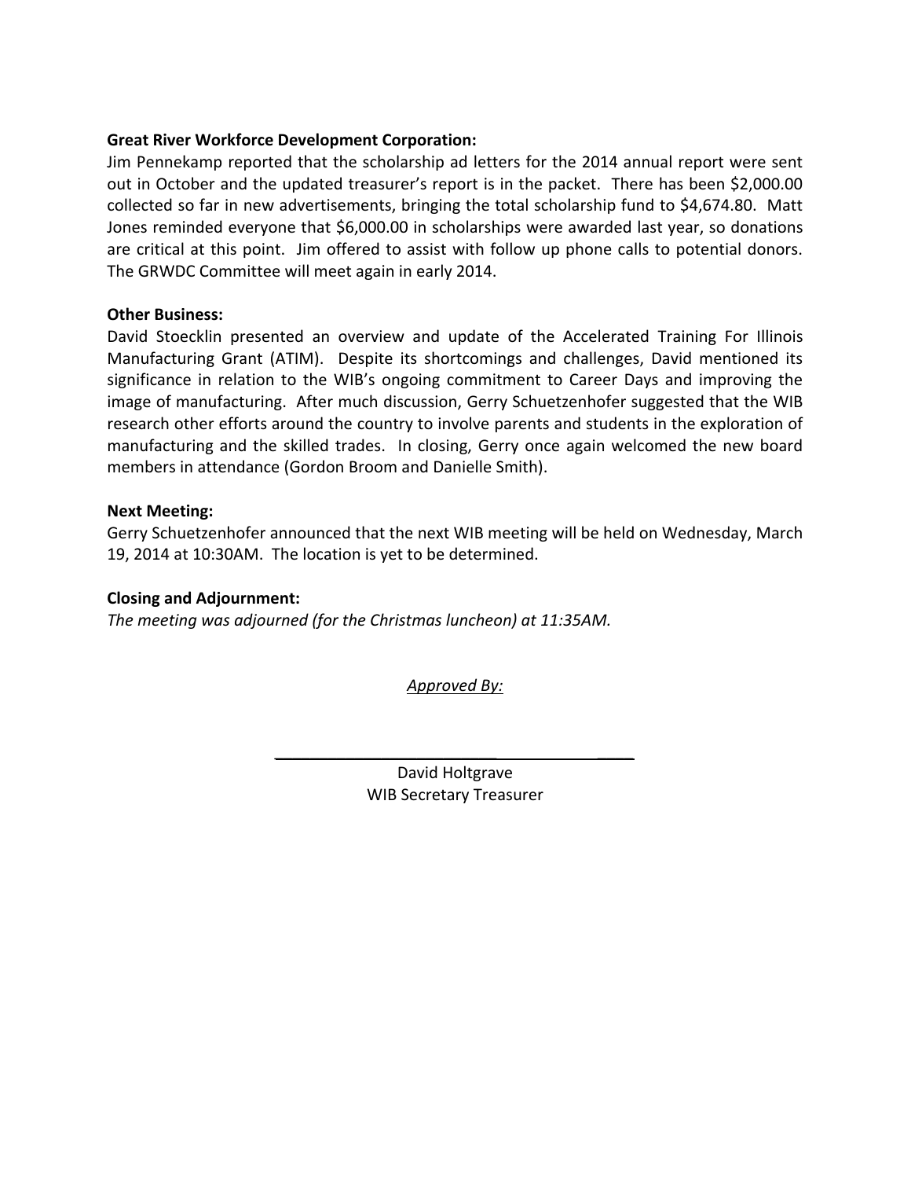**Great River Workforce Development Corporation:**
Jim Pennekamp reported that the scholarship ad letters for the 2014 annual report were sent out in October and the updated treasurer's report is in the packet. There has been $2,000.00 collected so far in new advertisements, bringing the total scholarship fund to $4,674.80. Matt Jones reminded everyone that $6,000.00 in scholarships were awarded last year, so donations are critical at this point. Jim offered to assist with follow up phone calls to potential donors. The GRWDC Committee will meet again in early 2014.

**Other Business:**
David Stoecklin presented an overview and update of the Accelerated Training For Illinois Manufacturing Grant (ATIM). Despite its shortcomings and challenges, David mentioned its significance in relation to the WIB's ongoing commitment to Career Days and improving the image of manufacturing. After much discussion, Gerry Schuetzenhofer suggested that the WIB research other efforts around the country to involve parents and students in the exploration of manufacturing and the skilled trades. In closing, Gerry once again welcomed the new board members in attendance (Gordon Broom and Danielle Smith).

**Next Meeting:**
Gerry Schuetzenhofer announced that the next WIB meeting will be held on Wednesday, March 19, 2014 at 10:30AM. The location is yet to be determined.

**Closing and Adjournment:**
*The meeting was adjourned (for the Christmas luncheon) at 11:35AM.*

*Approved By:*

\_\_\_\_\_\_\_\_\_\_\_\_\_\_\_\_\_\_\_\_\_\_\_\_\_\_\_\_\_\_\_\_\_\_\_\_

David Holtgrave
WIB Secretary Treasurer